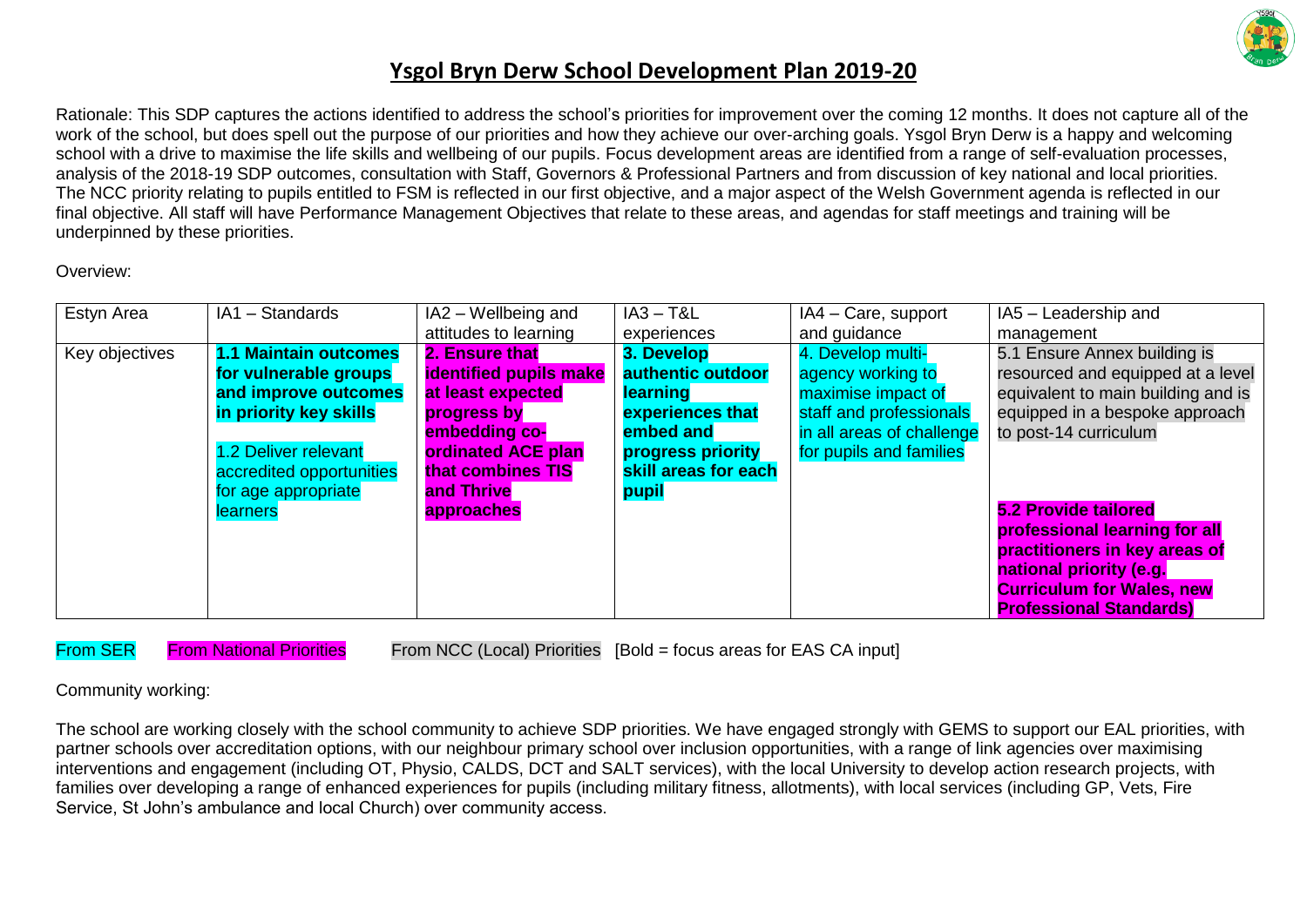# Ysgol Bryn Derw School Development Plan 2019-20

Rationale: This SDP captures the actions identified to address the school's priorities for improvement over the coming 12 months. It does not capture all of the work of the school, but does spell out the purpose of our priorities and how they achieve our over-arching goals. Ysgol Bryn Derw is a happy and welcoming school with a drive to maximise the life skills and wellbeing of our pupils. Focus development areas are identified from a range of self-evaluation processes, analysis of the 2018-19 SDP outcomes, consultation with Staff, Governors & Professional Partners and from discussion of key national and local priorities. The NCC priority relating to pupils entitled to FSM is reflected in our first objective, and a major aspect of the Welsh Government agenda is reflected in our final objective. All staff will have Performance Management Objectives that relate to these areas, and agendas for staff meetings and training will be underpinned by these priorities.

Overview:

| Estyn Area | IA1 – Standards | IA2 – Wellbeing and attitudes to learning | IA3 – T&L experiences | IA4 – Care, support and guidance | IA5 – Leadership and management |
|---|---|---|---|---|---|
| Key objectives | **1.1 Maintain outcomes for vulnerable groups and improve outcomes in priority key skills**<br><br>1.2 Deliver relevant accredited opportunities for age appropriate learners | **2. Ensure that identified pupils make at least expected progress by embedding co-ordinated ACE plan that combines TIS and Thrive approaches** | **3. Develop authentic outdoor learning experiences that embed and progress priority skill areas for each pupil** | 4. Develop multi-agency working to maximise impact of staff and professionals in all areas of challenge for pupils and families | 5.1 Ensure Annex building is resourced and equipped at a level equivalent to main building and is equipped in a bespoke approach to post-14 curriculum<br><br>**5.2 Provide tailored professional learning for all practitioners in key areas of national priority (e.g. Curriculum for Wales, new Professional Standards)** |

From SER    From National Priorities    From NCC (Local) Priorities   [Bold = focus areas for EAS CA input]

Community working:

The school are working closely with the school community to achieve SDP priorities. We have engaged strongly with GEMS to support our EAL priorities, with partner schools over accreditation options, with our neighbour primary school over inclusion opportunities, with a range of link agencies over maximising interventions and engagement (including OT, Physio, CALDS, DCT and SALT services), with the local University to develop action research projects, with families over developing a range of enhanced experiences for pupils (including military fitness, allotments), with local services (including GP, Vets, Fire Service, St John's ambulance and local Church) over community access.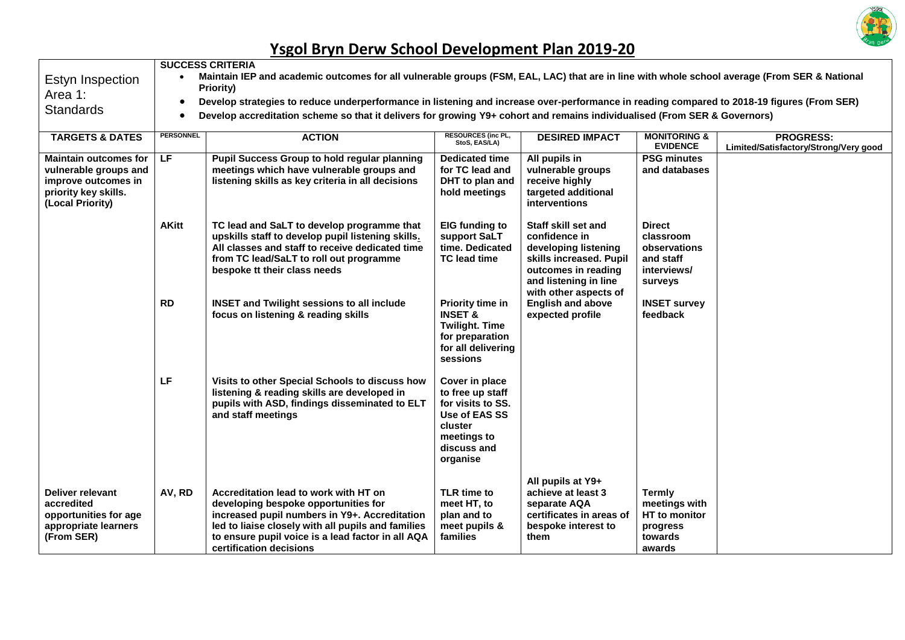# Ysgol Bryn Derw School Development Plan 2019-20

| Estyn Inspection Area 1: Standards | SUCCESS CRITERIA |
|---|---|
| | • **Maintain IEP and academic outcomes for all vulnerable groups (FSM, EAL, LAC) that are in line with whole school average (From SER & National Priority)** |
| | • **Develop strategies to reduce underperformance in listening and increase over-performance in reading compared to 2018-19 figures (From SER)** |
| | • **Develop accreditation scheme so that it delivers for growing Y9+ cohort and remains individualised (From SER & Governors)** |

| TARGETS & DATES | PERSONNEL | ACTION | RESOURCES (inc PL, StoS, EAS/LA) | DESIRED IMPACT | MONITORING & EVIDENCE | PROGRESS: Limited/Satisfactory/Strong/Very good |
|---|---|---|---|---|---|---|
| **Maintain outcomes for vulnerable groups and improve outcomes in priority key skills. (Local Priority)** | **LF** | **Pupil Success Group to hold regular planning meetings which have vulnerable groups and listening skills as key criteria in all decisions** | **Dedicated time for TC lead and DHT to plan and hold meetings** | **All pupils in vulnerable groups receive highly targeted additional interventions** | **PSG minutes and databases** | |
| | **AKitt** | **TC lead and SaLT to develop programme that upskills staff to develop pupil listening skills. All classes and staff to receive dedicated time from TC lead/SaLT to roll out programme bespoke tt their class needs** | **EIG funding to support SaLT time. Dedicated TC lead time** | **Staff skill set and confidence in developing listening skills increased. Pupil outcomes in reading and listening in line with other aspects of English and above expected profile** | **Direct classroom observations and staff interviews/ surveys** | |
| | **RD** | **INSET and Twilight sessions to all include focus on listening & reading skills** | **Priority time in INSET & Twilight. Time for preparation for all delivering sessions** | | **INSET survey feedback** | |
| | **LF** | **Visits to other Special Schools to discuss how listening & reading skills are developed in pupils with ASD, findings disseminated to ELT and staff meetings** | **Cover in place to free up staff for visits to SS. Use of EAS SS cluster meetings to discuss and organise** | | | |
| **Deliver relevant accredited opportunities for age appropriate learners (From SER)** | **AV, RD** | **Accreditation lead to work with HT on developing bespoke opportunities for increased pupil numbers in Y9+. Accreditation led to liaise closely with all pupils and families to ensure pupil voice is a lead factor in all AQA certification decisions** | **TLR time to meet HT, to plan and to meet pupils & families** | **All pupils at Y9+ achieve at least 3 separate AQA certificates in areas of bespoke interest to them** | **Termly meetings with HT to monitor progress towards awards** | |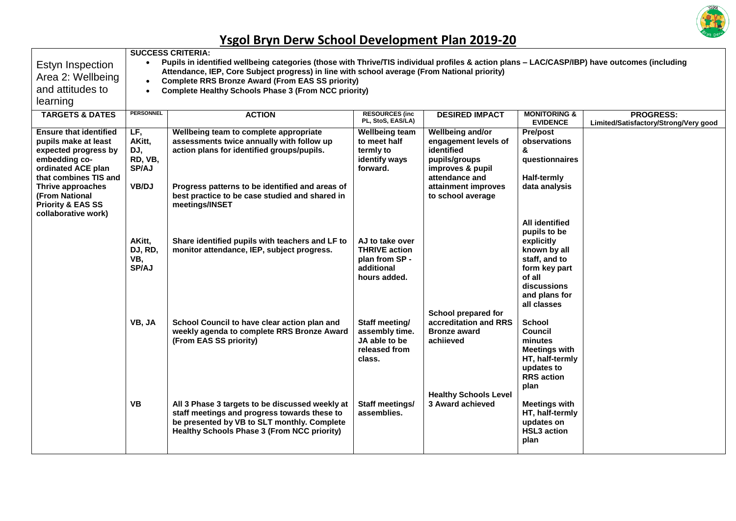# Ysgol Bryn Derw School Development Plan 2019-20

| Estyn Inspection Area 2: Wellbeing and attitudes to learning | **SUCCESS CRITERIA:**<br>• Pupils in identified wellbeing categories (those with Thrive/TIS individual profiles & action plans – LAC/CASP/IBP) have outcomes (including Attendance, IEP, Core Subject progress) in line with school average (From National priority)<br>• Complete RRS Bronze Award (From EAS SS priority)<br>• Complete Healthy Schools Phase 3 (From NCC priority) | | | | | |
|---|---|---|---|---|---|---|
| **TARGETS & DATES** | **PERSONNEL** | **ACTION** | **RESOURCES (inc PL, StoS, EAS/LA)** | **DESIRED IMPACT** | **MONITORING & EVIDENCE** | **PROGRESS: Limited/Satisfactory/Strong/Very good** |
| **Ensure that identified pupils make at least expected progress by embedding co-ordinated ACE plan that combines TIS and Thrive approaches (From National Priority & EAS SS collaborative work)** | **LF, AKitt, DJ, RD, VB, SP/AJ** | **Wellbeing team to complete appropriate assessments twice annually with follow up action plans for identified groups/pupils.** | **Wellbeing team to meet half termly to identify ways forward.** | **Wellbeing and/or engagement levels of identified pupils/groups improves & pupil attendance and attainment improves to school average** | **Pre/post observations & questionnaires**<br><br>**Half-termly data analysis** | |
| | **VB/DJ** | **Progress patterns to be identified and areas of best practice to be case studied and shared in meetings/INSET** | | | | |
| | **AKitt, DJ, RD, VB, SP/AJ** | **Share identified pupils with teachers and LF to monitor attendance, IEP, subject progress.** | **AJ to take over THRIVE action plan from SP - additional hours added.** | | **All identified pupils to be explicitly known by all staff, and to form key part of all discussions and plans for all classes** | |
| | **VB, JA** | **School Council to have clear action plan and weekly agenda to complete RRS Bronze Award (From EAS SS priority)** | **Staff meeting/ assembly time. JA able to be released from class.** | **School prepared for accreditation and RRS Bronze award achiieved** | **School Council minutes Meetings with HT, half-termly updates to RRS action plan** | |
| | **VB** | **All 3 Phase 3 targets to be discussed weekly at staff meetings and progress towards these to be presented by VB to SLT monthly. Complete Healthy Schools Phase 3 (From NCC priority)** | **Staff meetings/ assemblies.** | **Healthy Schools Level 3 Award achieved** | **Meetings with HT, half-termly updates on HSL3 action plan** | |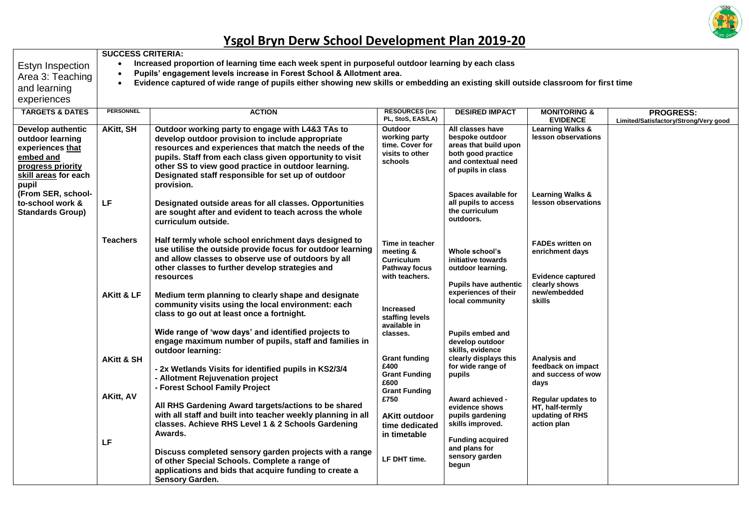# Ysgol Bryn Derw School Development Plan 2019-20

| Estyn Inspection Area 3: Teaching and learning experiences | **SUCCESS CRITERIA:**<br>• **Increased proportion of learning time each week spent in purposeful outdoor learning by each class**<br>• **Pupils' engagement levels increase in Forest School & Allotment area.**<br>• **Evidence captured of wide range of pupils either showing new skills or embedding an existing skill outside classroom for first time** | | | | | |
|---|---|---|---|---|---|---|
| **TARGETS & DATES** | **PERSONNEL** | **ACTION** | **RESOURCES (inc PL, StoS, EAS/LA)** | **DESIRED IMPACT** | **MONITORING & EVIDENCE** | **PROGRESS:** Limited/Satisfactory/Strong/Very good |
| **Develop authentic outdoor learning experiences that embed and progress priority skill areas for each pupil (From SER, school-to-school work & Standards Group)** | **AKitt, SH** | **Outdoor working party to engage with L4&3 TAs to develop outdoor provision to include appropriate resources and experiences that match the needs of the pupils. Staff from each class given opportunity to visit other SS to view good practice in outdoor learning. Designated staff responsible for set up of outdoor provision.** | **Outdoor working party time. Cover for visits to other schools** | **All classes have bespoke outdoor areas that build upon both good practice and contextual need of pupils in class** | **Learning Walks & lesson observations** | |
| | **LF** | **Designated outside areas for all classes. Opportunities are sought after and evident to teach across the whole curriculum outside.** | | **Spaces available for all pupils to access the curriculum outdoors.** | **Learning Walks & lesson observations** | |
| | **Teachers** | **Half termly whole school enrichment days designed to use utilise the outside provide focus for outdoor learning and allow classes to observe use of outdoors by all other classes to further develop strategies and resources** | **Time in teacher meeting & Curriculum Pathway focus with teachers.** | **Whole school's initiative towards outdoor learning.** | **FADEs written on enrichment days**<br><br>**Evidence captured clearly shows new/embedded skills** | |
| | **AKitt & LF** | **Medium term planning to clearly shape and designate community visits using the local environment: each class to go out at least once a fortnight.** | **Increased staffing levels available in classes.** | **Pupils have authentic experiences of their local community** | | |
| | **AKitt & SH** | **Wide range of 'wow days' and identified projects to engage maximum number of pupils, staff and families in outdoor learning:**<br>**- 2x Wetlands Visits for identified pupils in KS2/3/4**<br>**- Allotment Rejuvenation project**<br>**- Forest School Family Project** | **Grant funding £400**<br>**Grant Funding £600**<br>**Grant Funding £750** | **Pupils embed and develop outdoor skills, evidence clearly displays this for wide range of pupils** | **Analysis and feedback on impact and success of wow days** | |
| | **AKitt, AV** | **All RHS Gardening Award targets/actions to be shared with all staff and built into teacher weekly planning in all classes. Achieve RHS Level 1 & 2 Schools Gardening Awards.** | **AKitt outdoor time dedicated in timetable** | **Award achieved - evidence shows pupils gardening skills improved.** | **Regular updates to HT, half-termly updating of RHS action plan** | |
| | **LF** | **Discuss completed sensory garden projects with a range of other Special Schools. Complete a range of applications and bids that acquire funding to create a Sensory Garden.** | **LF DHT time.** | **Funding acquired and plans for sensory garden begun** | | |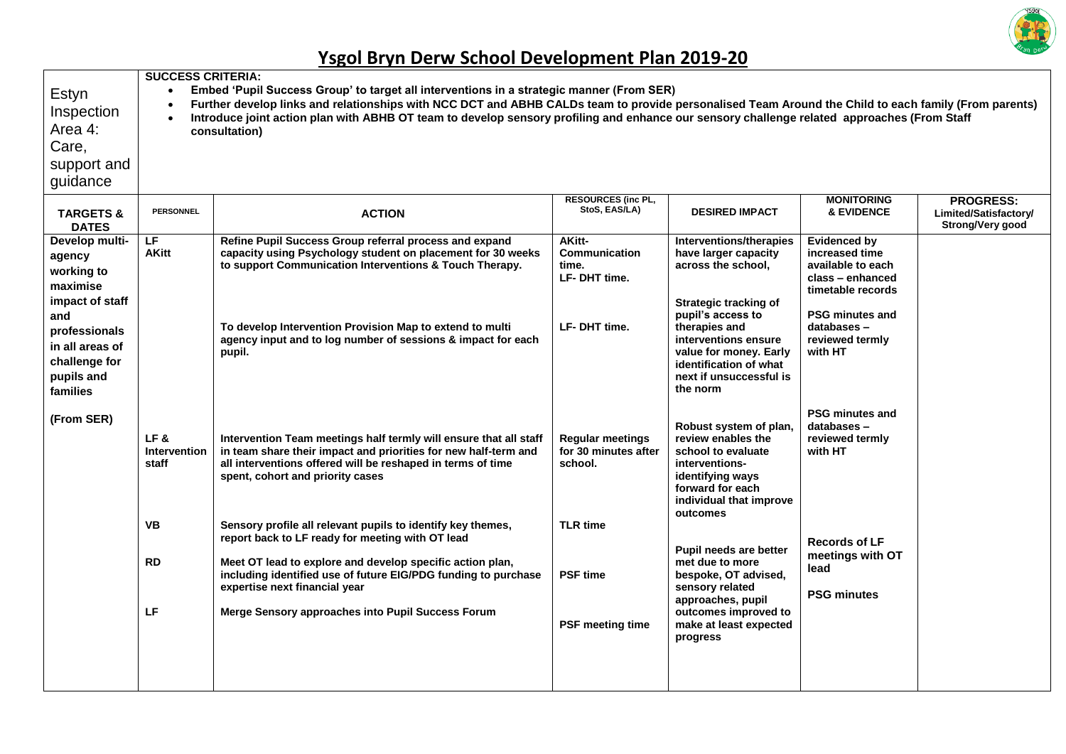# Ysgol Bryn Derw School Development Plan 2019-20

| Estyn Inspection Area 4: Care, support and guidance | **SUCCESS CRITERIA:**<br>• Embed 'Pupil Success Group' to target all interventions in a strategic manner (From SER)<br>• Further develop links and relationships with NCC DCT and ABHB CALDs team to provide personalised Team Around the Child to each family (From parents)<br>• Introduce joint action plan with ABHB OT team to develop sensory profiling and enhance our sensory challenge related approaches (From Staff consultation) | | | | | |
|---|---|---|---|---|---|---|
| **TARGETS & DATES** | **PERSONNEL** | **ACTION** | **RESOURCES (inc PL, StoS, EAS/LA)** | **DESIRED IMPACT** | **MONITORING & EVIDENCE** | **PROGRESS: Limited/Satisfactory/ Strong/Very good** |
| **Develop multi-agency working to maximise impact of staff and professionals in all areas of challenge for pupils and families**<br><br>**(From SER)** | LF<br>AKitt | Refine Pupil Success Group referral process and expand capacity using Psychology student on placement for 30 weeks to support Communication Interventions & Touch Therapy. | AKitt- Communication time.<br>LF- DHT time. | Interventions/therapies have larger capacity across the school, | Evidenced by increased time available to each class – enhanced timetable records | |
| | | To develop Intervention Provision Map to extend to multi agency input and to log number of sessions & impact for each pupil. | LF- DHT time. | Strategic tracking of pupil's access to therapies and interventions ensure value for money. Early identification of what next if unsuccessful is the norm | PSG minutes and databases – reviewed termly with HT | |
| | LF & Intervention staff | Intervention Team meetings half termly will ensure that all staff in team share their impact and priorities for new half-term and all interventions offered will be reshaped in terms of time spent, cohort and priority cases | Regular meetings for 30 minutes after school. | Robust system of plan, review enables the school to evaluate interventions- identifying ways forward for each individual that improve outcomes | PSG minutes and databases – reviewed termly with HT | |
| | VB | Sensory profile all relevant pupils to identify key themes, report back to LF ready for meeting with OT lead | TLR time | Pupil needs are better met due to more bespoke, OT advised, sensory related approaches, pupil outcomes improved to make at least expected progress | Records of LF meetings with OT lead | |
| | RD | Meet OT lead to explore and develop specific action plan, including identified use of future EIG/PDG funding to purchase expertise next financial year | PSF time | | PSG minutes | |
| | LF | Merge Sensory approaches into Pupil Success Forum | PSF meeting time | | | |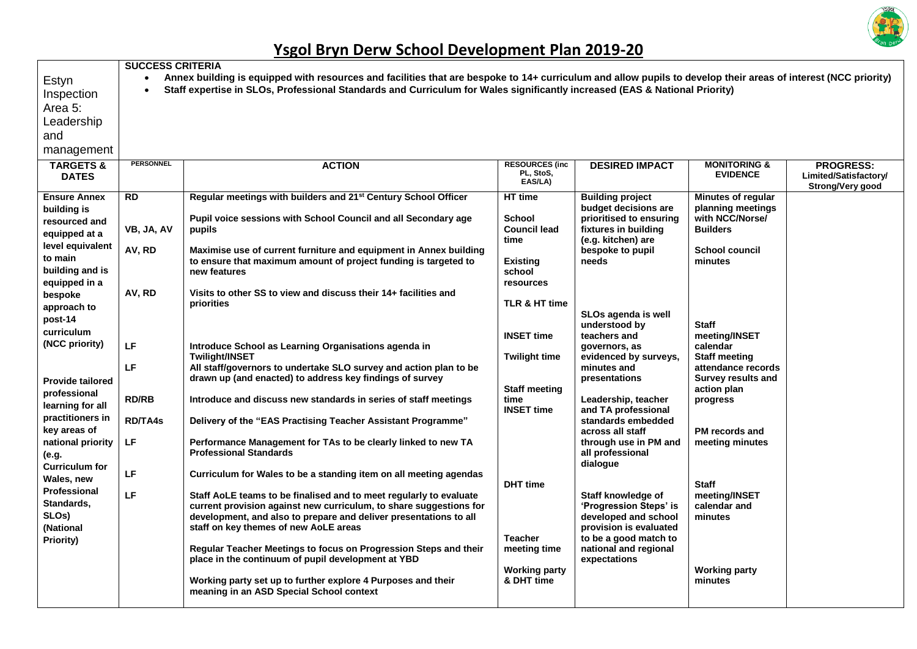# Ysgol Bryn Derw School Development Plan 2019-20

| Estyn Inspection Area 5: Leadership and management | **SUCCESS CRITERIA**<br>• Annex building is equipped with resources and facilities that are bespoke to 14+ curriculum and allow pupils to develop their areas of interest (NCC priority)<br>• Staff expertise in SLOs, Professional Standards and Curriculum for Wales significantly increased (EAS & National Priority) | | | | | |
|---|---|---|---|---|---|---|
| **TARGETS & DATES** | **PERSONNEL** | **ACTION** | **RESOURCES (inc PL, StoS, EAS/LA)** | **DESIRED IMPACT** | **MONITORING & EVIDENCE** | **PROGRESS: Limited/Satisfactory/ Strong/Very good** |
| **Ensure Annex building is resourced and equipped at a level equivalent to main building and is equipped in a bespoke approach to post-14 curriculum (NCC priority)** | **RD**<br><br>**VB, JA, AV**<br><br>**AV, RD**<br><br>**AV, RD** | **Regular meetings with builders and 21st Century School Officer**<br><br>**Pupil voice sessions with School Council and all Secondary age pupils**<br><br>**Maximise use of current furniture and equipment in Annex building to ensure that maximum amount of project funding is targeted to new features**<br><br>**Visits to other SS to view and discuss their 14+ facilities and priorities** | **HT time**<br><br>**School Council lead time**<br><br>**Existing school resources**<br><br>**TLR & HT time** | **Building project budget decisions are prioritised to ensuring fixtures in building (e.g. kitchen) are bespoke to pupil needs** | **Minutes of regular planning meetings with NCC/Norse/ Builders**<br><br>**School council minutes** | |
| **Provide tailored professional learning for all practitioners in key areas of national priority (e.g. Curriculum for Wales, new Professional Standards, SLOs) (National Priority)** | **LF**<br><br>**LF**<br><br>**RD/RB**<br><br>**RD/TA4s**<br><br>**LF**<br><br>**LF**<br><br>**LF** | **Introduce School as Learning Organisations agenda in Twilight/INSET**<br><br>**All staff/governors to undertake SLO survey and action plan to be drawn up (and enacted) to address key findings of survey**<br><br>**Introduce and discuss new standards in series of staff meetings**<br><br>**Delivery of the "EAS Practising Teacher Assistant Programme"**<br><br>**Performance Management for TAs to be clearly linked to new TA Professional Standards**<br><br>**Curriculum for Wales to be a standing item on all meeting agendas**<br><br>**Staff AoLE teams to be finalised and to meet regularly to evaluate current provision against new curriculum, to share suggestions for development, and also to prepare and deliver presentations to all staff on key themes of new AoLE areas**<br><br>**Regular Teacher Meetings to focus on Progression Steps and their place in the continuum of pupil development at YBD**<br><br>**Working party set up to further explore 4 Purposes and their meaning in an ASD Special School context** | **INSET time**<br><br>**Twilight time**<br><br>**Staff meeting time**<br>**INSET time**<br><br>**DHT time**<br><br>**Teacher meeting time**<br><br>**Working party & DHT time** | **SLOs agenda is well understood by teachers and governors, as evidenced by surveys, minutes and presentations**<br><br>**Leadership, teacher and TA professional standards embedded across all staff through use in PM and all professional dialogue**<br><br>**Staff knowledge of 'Progression Steps' is developed and school provision is evaluated to be a good match to national and regional expectations** | **Staff meeting/INSET calendar**<br>**Staff meeting attendance records**<br>**Survey results and action plan progress**<br><br>**PM records and meeting minutes**<br><br>**Staff meeting/INSET calendar and minutes**<br><br>**Working party minutes** | |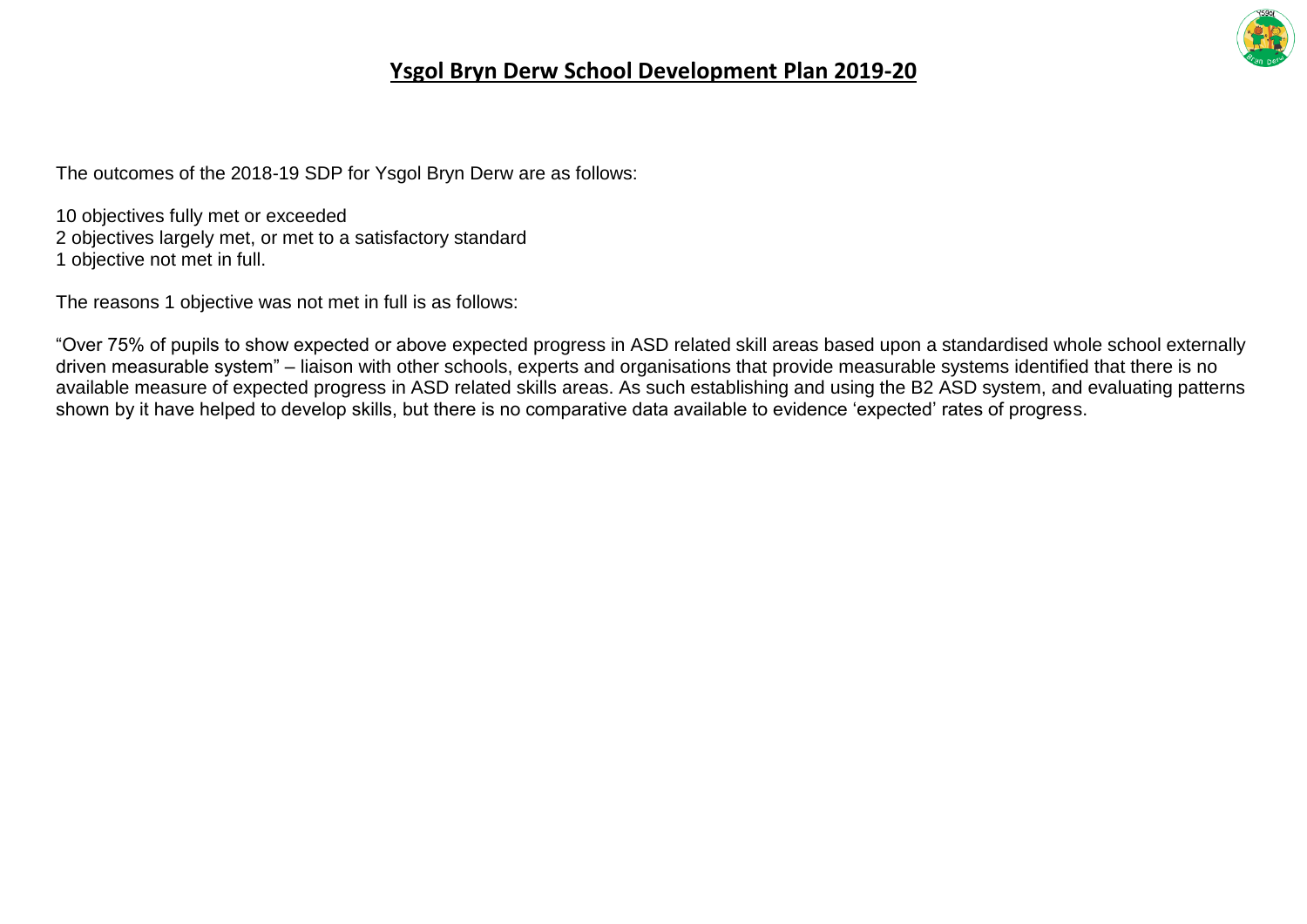## Ysgol Bryn Derw School Development Plan 2019-20

The outcomes of the 2018-19 SDP for Ysgol Bryn Derw are as follows:

10 objectives fully met or exceeded
2 objectives largely met, or met to a satisfactory standard
1 objective not met in full.

The reasons 1 objective was not met in full is as follows:

"Over 75% of pupils to show expected or above expected progress in ASD related skill areas based upon a standardised whole school externally driven measurable system" – liaison with other schools, experts and organisations that provide measurable systems identified that there is no available measure of expected progress in ASD related skills areas. As such establishing and using the B2 ASD system, and evaluating patterns shown by it have helped to develop skills, but there is no comparative data available to evidence 'expected' rates of progress.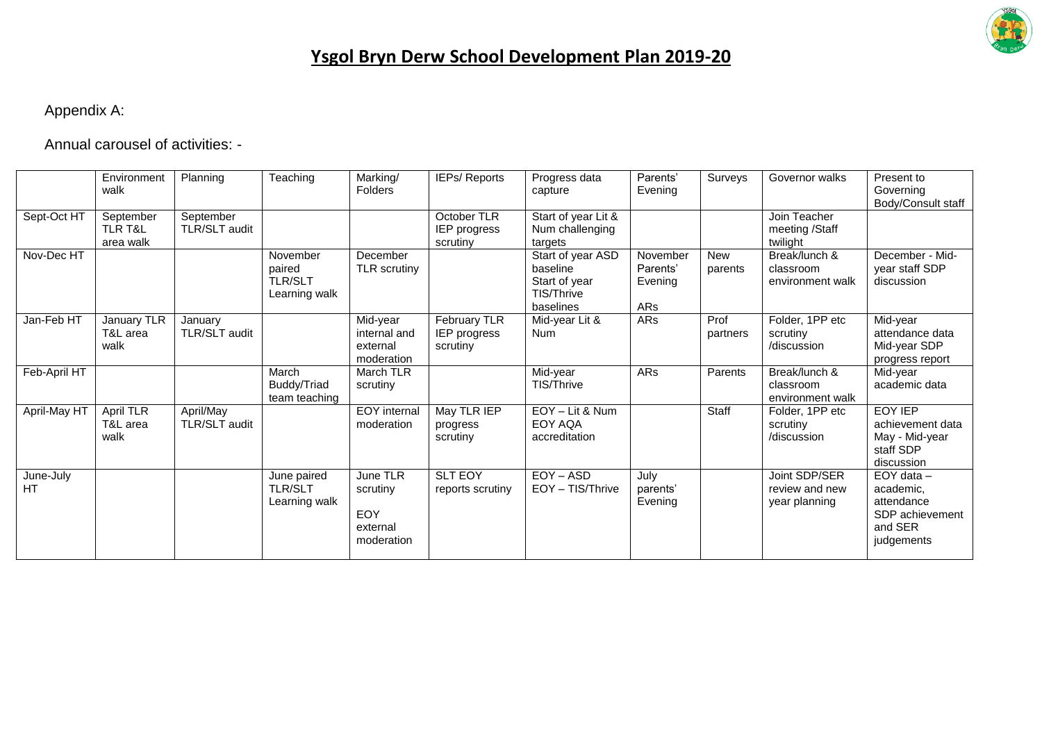# Ysgol Bryn Derw School Development Plan 2019-20

Appendix A:

Annual carousel of activities: -

| | Environment walk | Planning | Teaching | Marking/ Folders | IEPs/ Reports | Progress data capture | Parents' Evening | Surveys | Governor walks | Present to Governing Body/Consult staff |
|---|---|---|---|---|---|---|---|---|---|---|
| Sept-Oct HT | September TLR T&L area walk | September TLR/SLT audit | | | October TLR IEP progress scrutiny | Start of year Lit & Num challenging targets | | | Join Teacher meeting /Staff twilight | |
| Nov-Dec HT | | | November paired TLR/SLT Learning walk | December TLR scrutiny | | Start of year ASD baseline<br>Start of year TIS/Thrive baselines | November Parents' Evening<br>ARs | New parents | Break/lunch & classroom environment walk | December - Mid-year staff SDP discussion |
| Jan-Feb HT | January TLR T&L area walk | January TLR/SLT audit | | Mid-year internal and external moderation | February TLR IEP progress scrutiny | Mid-year Lit & Num | ARs | Prof partners | Folder, 1PP etc scrutiny /discussion | Mid-year attendance data<br>Mid-year SDP progress report |
| Feb-April HT | | | March Buddy/Triad team teaching | March TLR scrutiny | | Mid-year TIS/Thrive | ARs | Parents | Break/lunch & classroom environment walk | Mid-year academic data |
| April-May HT | April TLR T&L area walk | April/May TLR/SLT audit | | EOY internal moderation | May TLR IEP progress scrutiny | EOY – Lit & Num<br>EOY AQA accreditation | | Staff | Folder, 1PP etc scrutiny /discussion | EOY IEP achievement data<br>May - Mid-year staff SDP discussion |
| June-July HT | | | June paired TLR/SLT Learning walk | June TLR scrutiny<br>EOY external moderation | SLT EOY reports scrutiny | EOY – ASD<br>EOY – TIS/Thrive | July parents' Evening | | Joint SDP/SER review and new year planning | EOY data – academic, attendance SDP achievement and SER judgements |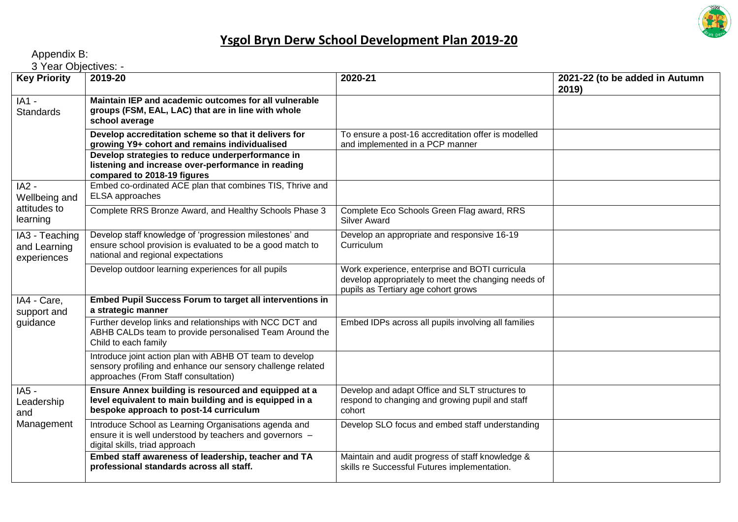# Ysgol Bryn Derw School Development Plan 2019-20

Appendix B:

3 Year Objectives: -

| Key Priority | 2019-20 | 2020-21 | 2021-22 (to be added in Autumn 2019) |
|---|---|---|---|
| IA1 - Standards | **Maintain IEP and academic outcomes for all vulnerable groups (FSM, EAL, LAC) that are in line with whole school average** | | |
| | **Develop accreditation scheme so that it delivers for growing Y9+ cohort and remains individualised** | To ensure a post-16 accreditation offer is modelled and implemented in a PCP manner | |
| | **Develop strategies to reduce underperformance in listening and increase over-performance in reading compared to 2018-19 figures** | | |
| IA2 - Wellbeing and attitudes to learning | Embed co-ordinated ACE plan that combines TIS, Thrive and ELSA approaches | | |
| | Complete RRS Bronze Award, and Healthy Schools Phase 3 | Complete Eco Schools Green Flag award, RRS Silver Award | |
| IA3 - Teaching and Learning experiences | Develop staff knowledge of 'progression milestones' and ensure school provision is evaluated to be a good match to national and regional expectations | Develop an appropriate and responsive 16-19 Curriculum | |
| | Develop outdoor learning experiences for all pupils | Work experience, enterprise and BOTI curricula develop appropriately to meet the changing needs of pupils as Tertiary age cohort grows | |
| IA4 - Care, support and guidance | **Embed Pupil Success Forum to target all interventions in a strategic manner** | | |
| | Further develop links and relationships with NCC DCT and ABHB CALDs team to provide personalised Team Around the Child to each family | Embed IDPs across all pupils involving all families | |
| | Introduce joint action plan with ABHB OT team to develop sensory profiling and enhance our sensory challenge related approaches (From Staff consultation) | | |
| IA5 - Leadership and Management | **Ensure Annex building is resourced and equipped at a level equivalent to main building and is equipped in a bespoke approach to post-14 curriculum** | Develop and adapt Office and SLT structures to respond to changing and growing pupil and staff cohort | |
| | Introduce School as Learning Organisations agenda and ensure it is well understood by teachers and governors – digital skills, triad approach | Develop SLO focus and embed staff understanding | |
| | **Embed staff awareness of leadership, teacher and TA professional standards across all staff.** | Maintain and audit progress of staff knowledge & skills re Successful Futures implementation. | |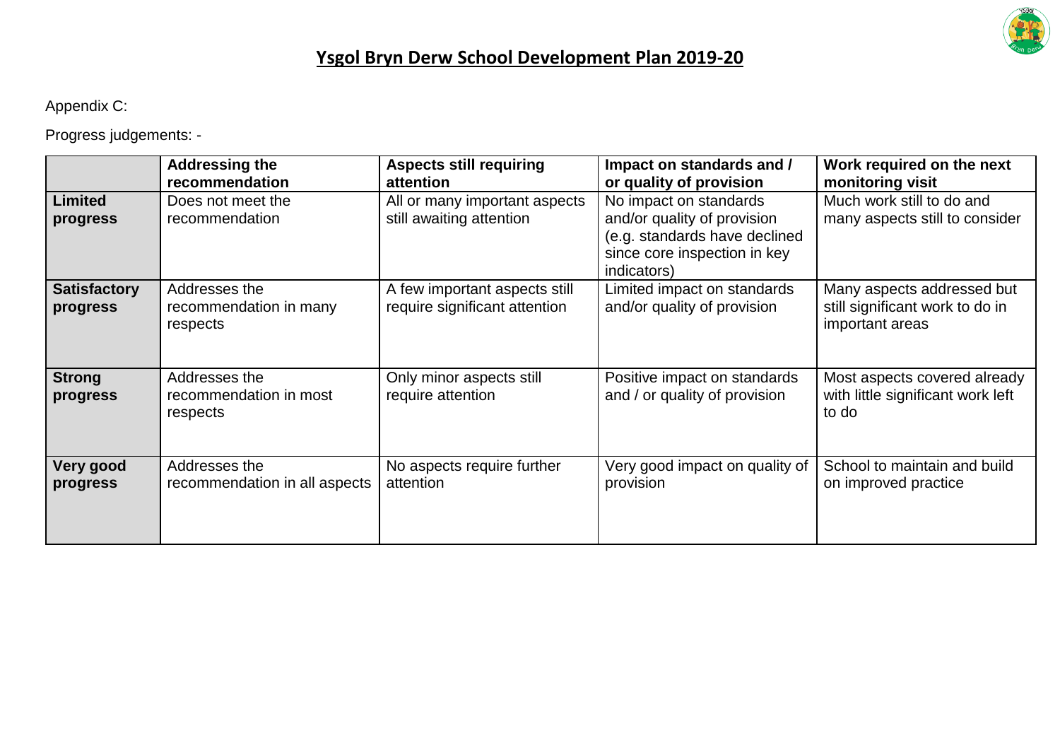# Ysgol Bryn Derw School Development Plan 2019-20

Appendix C:

Progress judgements: -

| | Addressing the recommendation | Aspects still requiring attention | Impact on standards and / or quality of provision | Work required on the next monitoring visit |
|---|---|---|---|---|
| **Limited progress** | Does not meet the recommendation | All or many important aspects still awaiting attention | No impact on standards and/or quality of provision (e.g. standards have declined since core inspection in key indicators) | Much work still to do and many aspects still to consider |
| **Satisfactory progress** | Addresses the recommendation in many respects | A few important aspects still require significant attention | Limited impact on standards and/or quality of provision | Many aspects addressed but still significant work to do in important areas |
| **Strong progress** | Addresses the recommendation in most respects | Only minor aspects still require attention | Positive impact on standards and / or quality of provision | Most aspects covered already with little significant work left to do |
| **Very good progress** | Addresses the recommendation in all aspects | No aspects require further attention | Very good impact on quality of provision | School to maintain and build on improved practice |